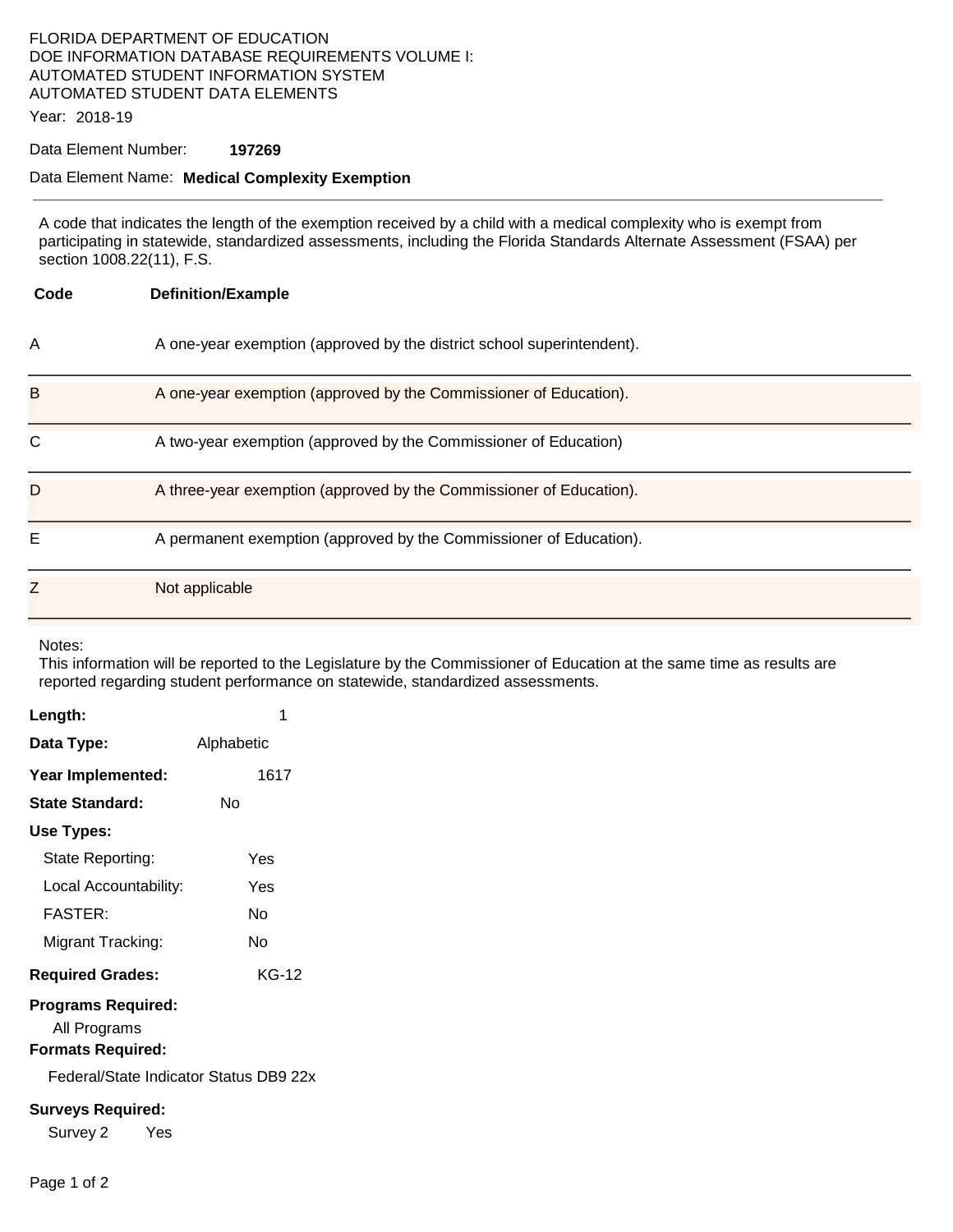FLORIDA DEPARTMENT OF EDUCATION
DOE INFORMATION DATABASE REQUIREMENTS VOLUME I:
AUTOMATED STUDENT INFORMATION SYSTEM
AUTOMATED STUDENT DATA ELEMENTS

Year: 2018-19

Data Element Number: **197269**

Data Element Name: **Medical Complexity Exemption**

---

A code that indicates the length of the exemption received by a child with a medical complexity who is exempt from participating in statewide, standardized assessments, including the Florida Standards Alternate Assessment (FSAA) per section 1008.22(11), F.S.

| Code | Definition/Example |
|---|---|
| A | A one-year exemption (approved by the district school superintendent). |
| B | A one-year exemption (approved by the Commissioner of Education). |
| C | A two-year exemption (approved by the Commissioner of Education) |
| D | A three-year exemption (approved by the Commissioner of Education). |
| E | A permanent exemption (approved by the Commissioner of Education). |
| Z | Not applicable |

Notes:
This information will be reported to the Legislature by the Commissioner of Education at the same time as results are reported regarding student performance on statewide, standardized assessments.

**Length:** 1

**Data Type:** Alphabetic

**Year Implemented:** 1617

**State Standard:** No

**Use Types:**

- State Reporting: Yes
- Local Accountability: Yes
- FASTER: No
- Migrant Tracking: No

**Required Grades:** KG-12

**Programs Required:**

All Programs

**Formats Required:**

Federal/State Indicator Status DB9 22x

**Surveys Required:**

Survey 2 Yes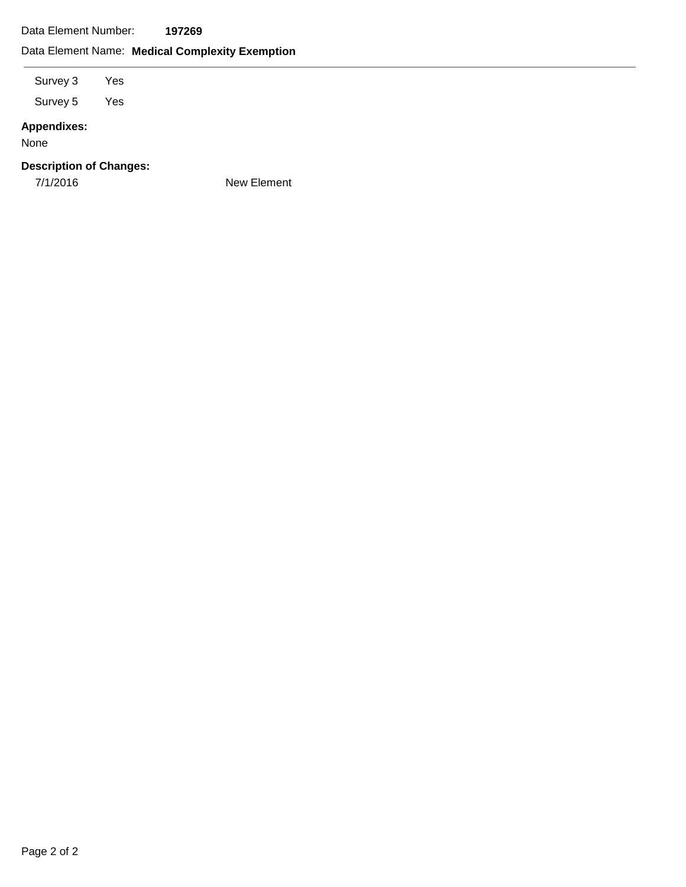| | |
|---|---|
| Survey 3 | Yes |
| Survey 5 | Yes |

**Appendixes:**

None

**Description of Changes:**

| | |
|---|---|
| 7/1/2016 | New Element |